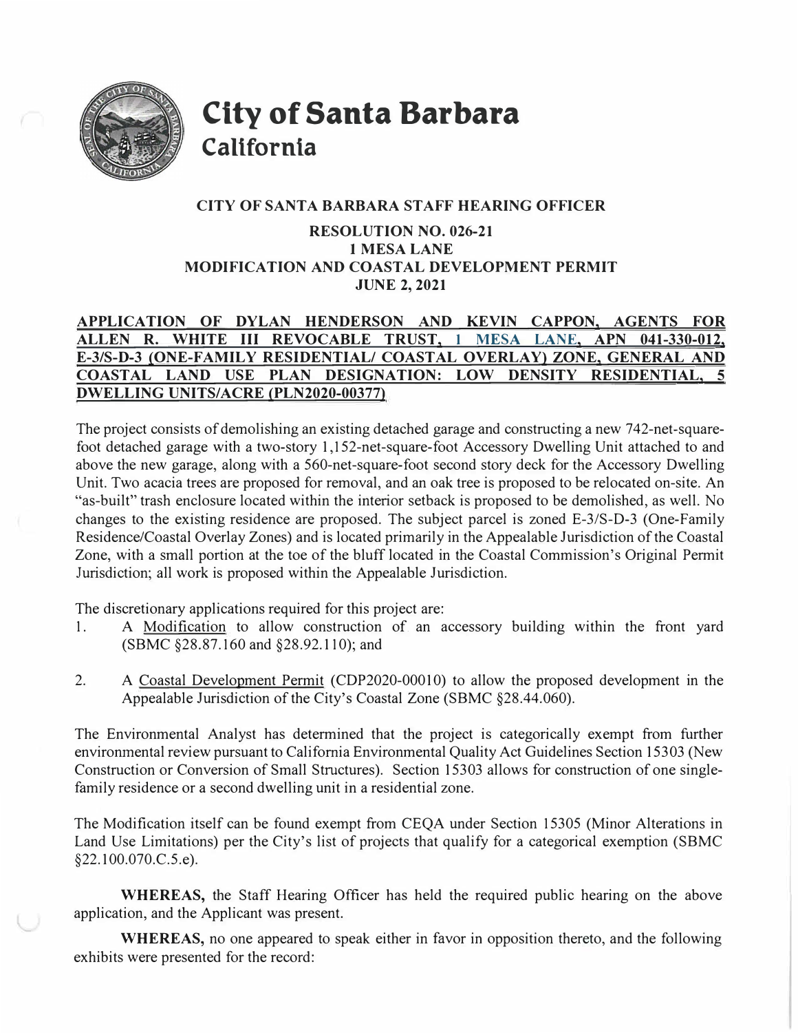# City of Santa Barbara
## California

**CITY OF SANTA BARBARA STAFF HEARING OFFICER**

**RESOLUTION NO. 026-21**
**1 MESA LANE**
**MODIFICATION AND COASTAL DEVELOPMENT PERMIT**
**JUNE 2, 2021**

**APPLICATION OF DYLAN HENDERSON AND KEVIN CAPPON, AGENTS FOR ALLEN R. WHITE III REVOCABLE TRUST, 1 MESA LANE, APN 041-330-012, E-3/S-D-3 (ONE-FAMILY RESIDENTIAL/ COASTAL OVERLAY) ZONE, GENERAL AND COASTAL LAND USE PLAN DESIGNATION: LOW DENSITY RESIDENTIAL, 5 DWELLING UNITS/ACRE (PLN2020-00377)**

The project consists of demolishing an existing detached garage and constructing a new 742-net-square-foot detached garage with a two-story 1,152-net-square-foot Accessory Dwelling Unit attached to and above the new garage, along with a 560-net-square-foot second story deck for the Accessory Dwelling Unit. Two acacia trees are proposed for removal, and an oak tree is proposed to be relocated on-site. An "as-built" trash enclosure located within the interior setback is proposed to be demolished, as well. No changes to the existing residence are proposed. The subject parcel is zoned E-3/S-D-3 (One-Family Residence/Coastal Overlay Zones) and is located primarily in the Appealable Jurisdiction of the Coastal Zone, with a small portion at the toe of the bluff located in the Coastal Commission's Original Permit Jurisdiction; all work is proposed within the Appealable Jurisdiction.

The discretionary applications required for this project are:

1. A Modification to allow construction of an accessory building within the front yard (SBMC §28.87.160 and §28.92.110); and

2. A Coastal Development Permit (CDP2020-00010) to allow the proposed development in the Appealable Jurisdiction of the City's Coastal Zone (SBMC §28.44.060).

The Environmental Analyst has determined that the project is categorically exempt from further environmental review pursuant to California Environmental Quality Act Guidelines Section 15303 (New Construction or Conversion of Small Structures). Section 15303 allows for construction of one single-family residence or a second dwelling unit in a residential zone.

The Modification itself can be found exempt from CEQA under Section 15305 (Minor Alterations in Land Use Limitations) per the City's list of projects that qualify for a categorical exemption (SBMC §22.100.070.C.5.e).

**WHEREAS,** the Staff Hearing Officer has held the required public hearing on the above application, and the Applicant was present.

**WHEREAS,** no one appeared to speak either in favor in opposition thereto, and the following exhibits were presented for the record: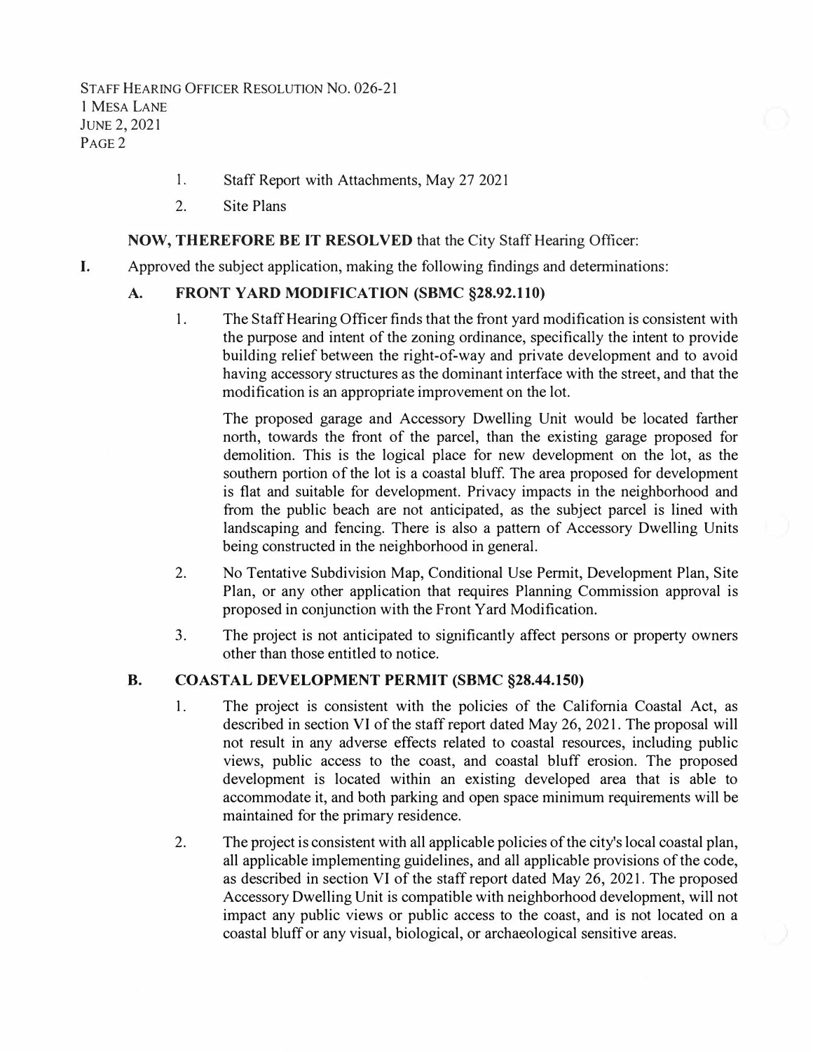1. Staff Report with Attachments, May 27 2021
2. Site Plans

**NOW, THEREFORE BE IT RESOLVED** that the City Staff Hearing Officer:

**I.** Approved the subject application, making the following findings and determinations:

**A. FRONT YARD MODIFICATION (SBMC §28.92.110)**

1. The Staff Hearing Officer finds that the front yard modification is consistent with the purpose and intent of the zoning ordinance, specifically the intent to provide building relief between the right-of-way and private development and to avoid having accessory structures as the dominant interface with the street, and that the modification is an appropriate improvement on the lot.

   The proposed garage and Accessory Dwelling Unit would be located farther north, towards the front of the parcel, than the existing garage proposed for demolition. This is the logical place for new development on the lot, as the southern portion of the lot is a coastal bluff. The area proposed for development is flat and suitable for development. Privacy impacts in the neighborhood and from the public beach are not anticipated, as the subject parcel is lined with landscaping and fencing. There is also a pattern of Accessory Dwelling Units being constructed in the neighborhood in general.

2. No Tentative Subdivision Map, Conditional Use Permit, Development Plan, Site Plan, or any other application that requires Planning Commission approval is proposed in conjunction with the Front Yard Modification.

3. The project is not anticipated to significantly affect persons or property owners other than those entitled to notice.

**B. COASTAL DEVELOPMENT PERMIT (SBMC §28.44.150)**

1. The project is consistent with the policies of the California Coastal Act, as described in section VI of the staff report dated May 26, 2021. The proposal will not result in any adverse effects related to coastal resources, including public views, public access to the coast, and coastal bluff erosion. The proposed development is located within an existing developed area that is able to accommodate it, and both parking and open space minimum requirements will be maintained for the primary residence.

2. The project is consistent with all applicable policies of the city's local coastal plan, all applicable implementing guidelines, and all applicable provisions of the code, as described in section VI of the staff report dated May 26, 2021. The proposed Accessory Dwelling Unit is compatible with neighborhood development, will not impact any public views or public access to the coast, and is not located on a coastal bluff or any visual, biological, or archaeological sensitive areas.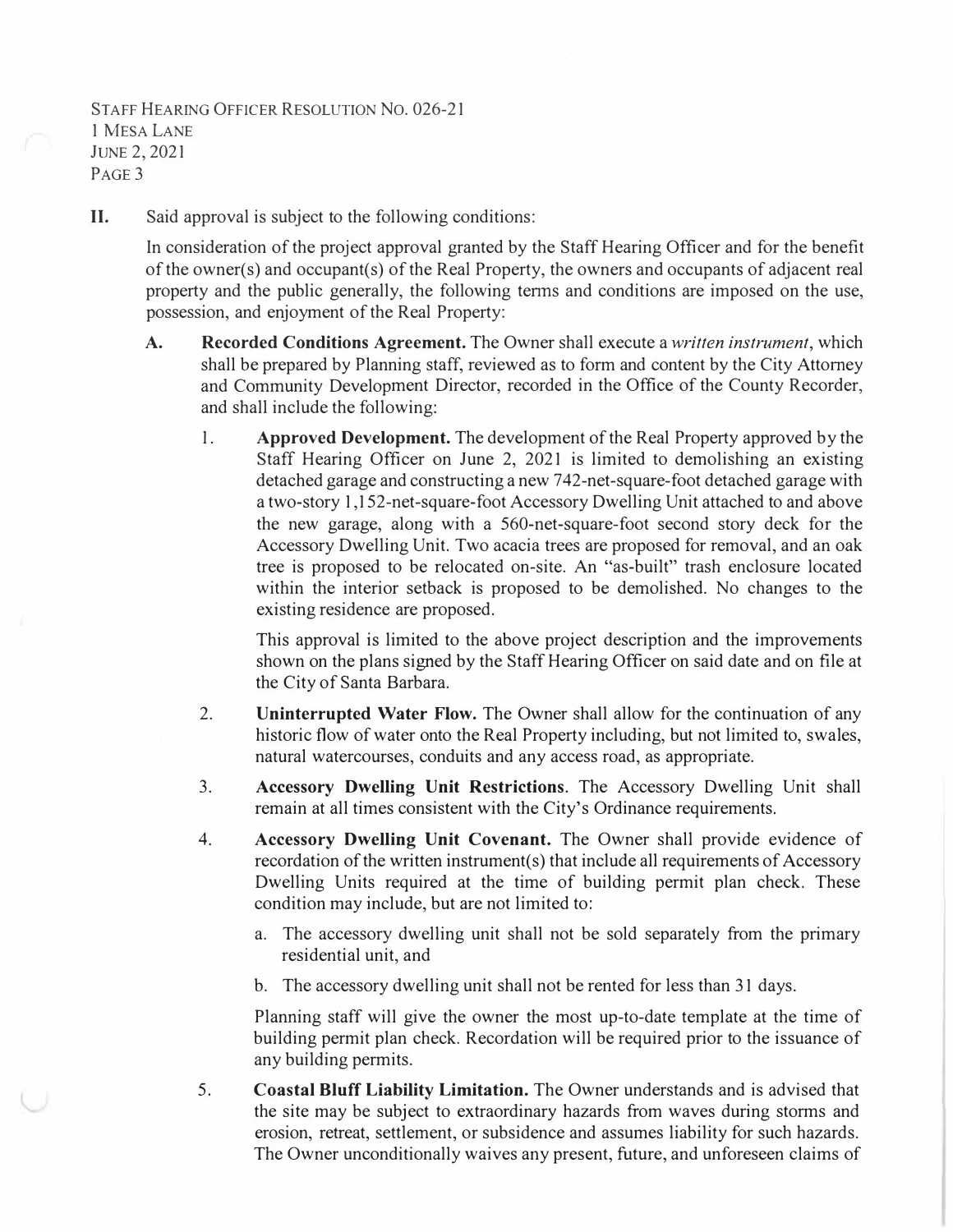**II.** Said approval is subject to the following conditions:

In consideration of the project approval granted by the Staff Hearing Officer and for the benefit of the owner(s) and occupant(s) of the Real Property, the owners and occupants of adjacent real property and the public generally, the following terms and conditions are imposed on the use, possession, and enjoyment of the Real Property:

**A. Recorded Conditions Agreement.** The Owner shall execute a *written instrument*, which shall be prepared by Planning staff, reviewed as to form and content by the City Attorney and Community Development Director, recorded in the Office of the County Recorder, and shall include the following:

1. **Approved Development.** The development of the Real Property approved by the Staff Hearing Officer on June 2, 2021 is limited to demolishing an existing detached garage and constructing a new 742-net-square-foot detached garage with a two-story 1,152-net-square-foot Accessory Dwelling Unit attached to and above the new garage, along with a 560-net-square-foot second story deck for the Accessory Dwelling Unit. Two acacia trees are proposed for removal, and an oak tree is proposed to be relocated on-site. An "as-built" trash enclosure located within the interior setback is proposed to be demolished. No changes to the existing residence are proposed.

   This approval is limited to the above project description and the improvements shown on the plans signed by the Staff Hearing Officer on said date and on file at the City of Santa Barbara.

2. **Uninterrupted Water Flow.** The Owner shall allow for the continuation of any historic flow of water onto the Real Property including, but not limited to, swales, natural watercourses, conduits and any access road, as appropriate.

3. **Accessory Dwelling Unit Restrictions**. The Accessory Dwelling Unit shall remain at all times consistent with the City's Ordinance requirements.

4. **Accessory Dwelling Unit Covenant.** The Owner shall provide evidence of recordation of the written instrument(s) that include all requirements of Accessory Dwelling Units required at the time of building permit plan check. These condition may include, but are not limited to:

   a. The accessory dwelling unit shall not be sold separately from the primary residential unit, and

   b. The accessory dwelling unit shall not be rented for less than 31 days.

   Planning staff will give the owner the most up-to-date template at the time of building permit plan check. Recordation will be required prior to the issuance of any building permits.

5. **Coastal Bluff Liability Limitation.** The Owner understands and is advised that the site may be subject to extraordinary hazards from waves during storms and erosion, retreat, settlement, or subsidence and assumes liability for such hazards. The Owner unconditionally waives any present, future, and unforeseen claims of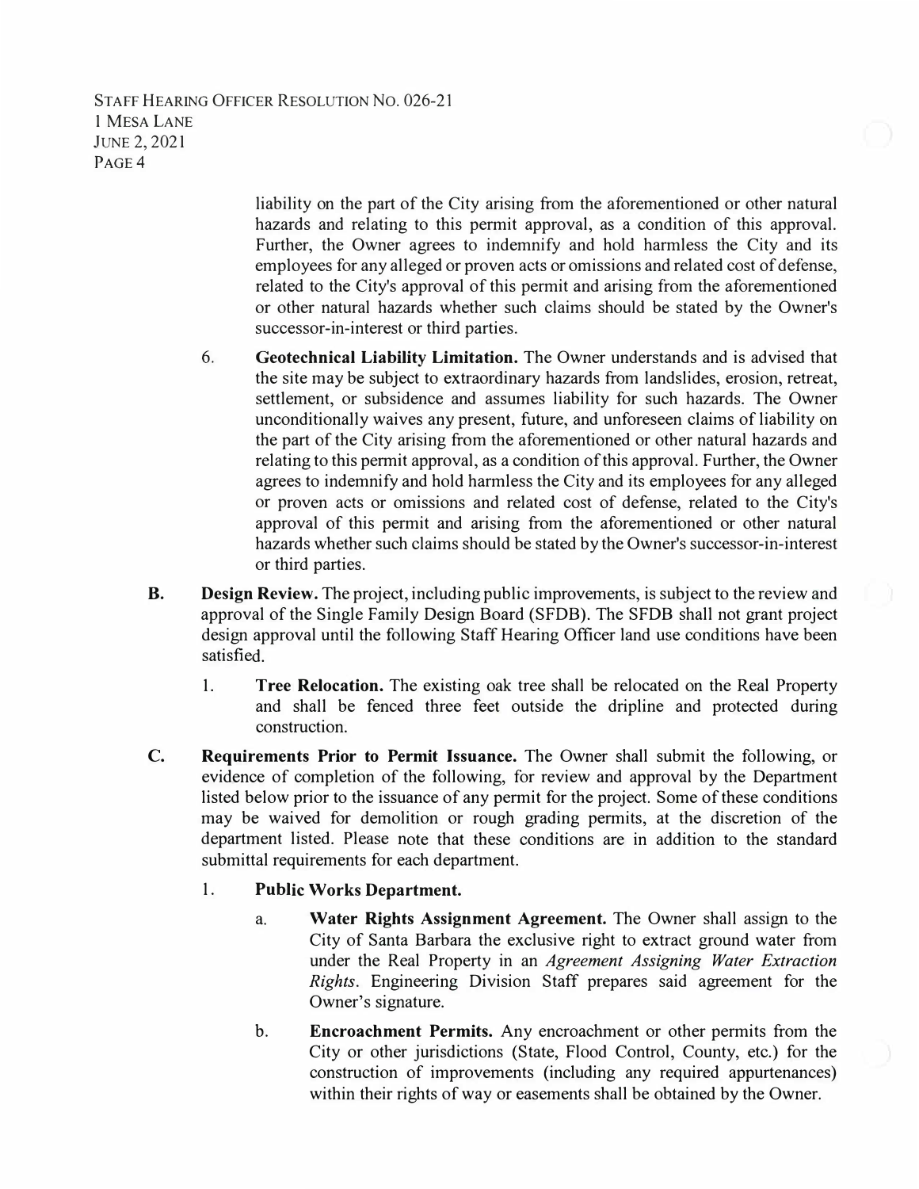liability on the part of the City arising from the aforementioned or other natural hazards and relating to this permit approval, as a condition of this approval. Further, the Owner agrees to indemnify and hold harmless the City and its employees for any alleged or proven acts or omissions and related cost of defense, related to the City's approval of this permit and arising from the aforementioned or other natural hazards whether such claims should be stated by the Owner's successor-in-interest or third parties.

6. **Geotechnical Liability Limitation.** The Owner understands and is advised that the site may be subject to extraordinary hazards from landslides, erosion, retreat, settlement, or subsidence and assumes liability for such hazards. The Owner unconditionally waives any present, future, and unforeseen claims of liability on the part of the City arising from the aforementioned or other natural hazards and relating to this permit approval, as a condition of this approval. Further, the Owner agrees to indemnify and hold harmless the City and its employees for any alleged or proven acts or omissions and related cost of defense, related to the City's approval of this permit and arising from the aforementioned or other natural hazards whether such claims should be stated by the Owner's successor-in-interest or third parties.

**B. Design Review.** The project, including public improvements, is subject to the review and approval of the Single Family Design Board (SFDB). The SFDB shall not grant project design approval until the following Staff Hearing Officer land use conditions have been satisfied.

1. **Tree Relocation.** The existing oak tree shall be relocated on the Real Property and shall be fenced three feet outside the dripline and protected during construction.

**C. Requirements Prior to Permit Issuance.** The Owner shall submit the following, or evidence of completion of the following, for review and approval by the Department listed below prior to the issuance of any permit for the project. Some of these conditions may be waived for demolition or rough grading permits, at the discretion of the department listed. Please note that these conditions are in addition to the standard submittal requirements for each department.

1. **Public Works Department.**

   a. **Water Rights Assignment Agreement.** The Owner shall assign to the City of Santa Barbara the exclusive right to extract ground water from under the Real Property in an *Agreement Assigning Water Extraction Rights*. Engineering Division Staff prepares said agreement for the Owner's signature.

   b. **Encroachment Permits.** Any encroachment or other permits from the City or other jurisdictions (State, Flood Control, County, etc.) for the construction of improvements (including any required appurtenances) within their rights of way or easements shall be obtained by the Owner.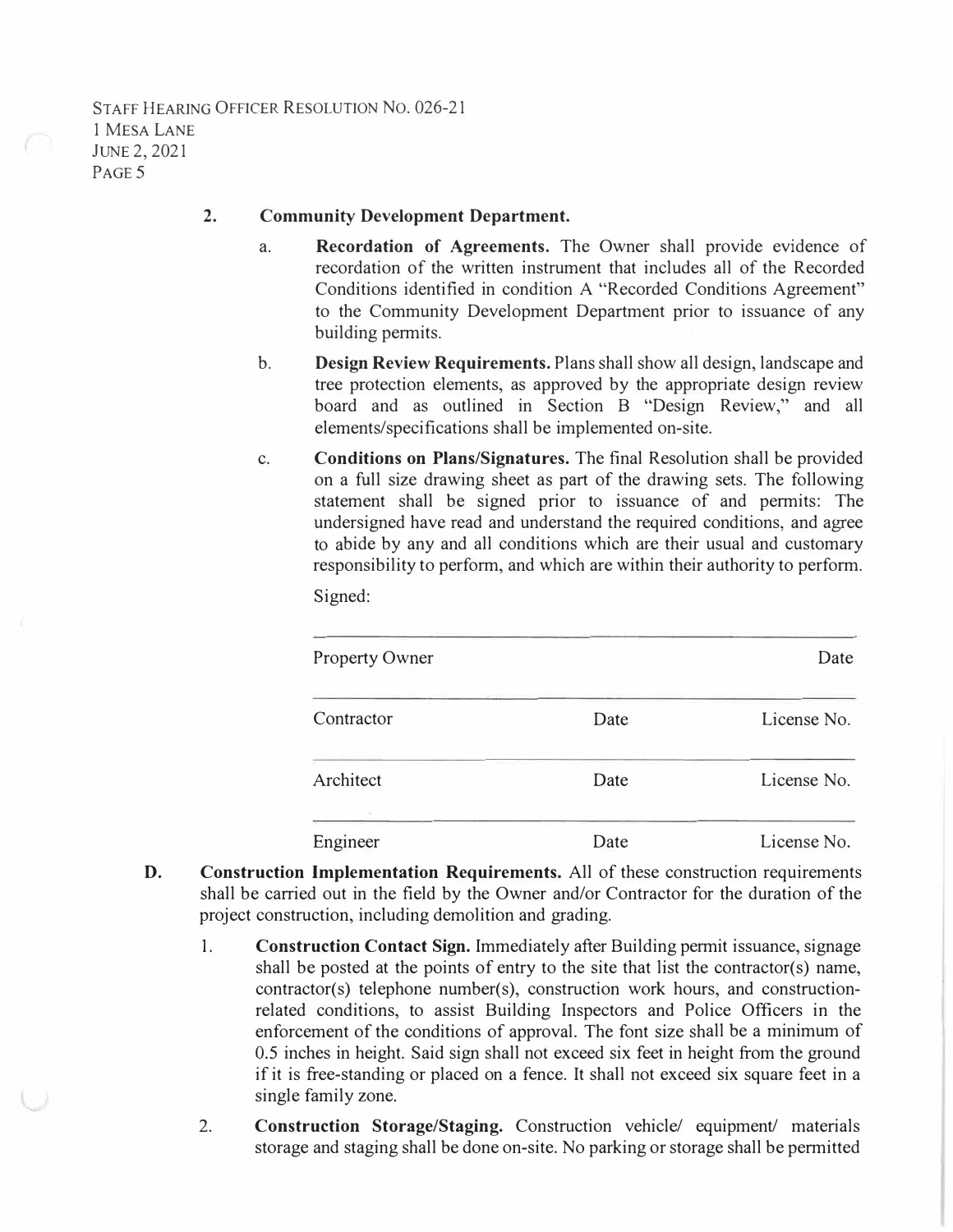2. **Community Development Department.**

   a. **Recordation of Agreements.** The Owner shall provide evidence of recordation of the written instrument that includes all of the Recorded Conditions identified in condition A "Recorded Conditions Agreement" to the Community Development Department prior to issuance of any building permits.

   b. **Design Review Requirements.** Plans shall show all design, landscape and tree protection elements, as approved by the appropriate design review board and as outlined in Section B "Design Review," and all elements/specifications shall be implemented on-site.

   c. **Conditions on Plans/Signatures.** The final Resolution shall be provided on a full size drawing sheet as part of the drawing sets. The following statement shall be signed prior to issuance of and permits: The undersigned have read and understand the required conditions, and agree to abide by any and all conditions which are their usual and customary responsibility to perform, and which are within their authority to perform.

   Signed:

   | | | |
   |---|---|---|
   | Property Owner | | Date |
   | Contractor | Date | License No. |
   | Architect | Date | License No. |
   | Engineer | Date | License No. |

**D. Construction Implementation Requirements.** All of these construction requirements shall be carried out in the field by the Owner and/or Contractor for the duration of the project construction, including demolition and grading.

1. **Construction Contact Sign.** Immediately after Building permit issuance, signage shall be posted at the points of entry to the site that list the contractor(s) name, contractor(s) telephone number(s), construction work hours, and construction-related conditions, to assist Building Inspectors and Police Officers in the enforcement of the conditions of approval. The font size shall be a minimum of 0.5 inches in height. Said sign shall not exceed six feet in height from the ground if it is free-standing or placed on a fence. It shall not exceed six square feet in a single family zone.

2. **Construction Storage/Staging.** Construction vehicle/ equipment/ materials storage and staging shall be done on-site. No parking or storage shall be permitted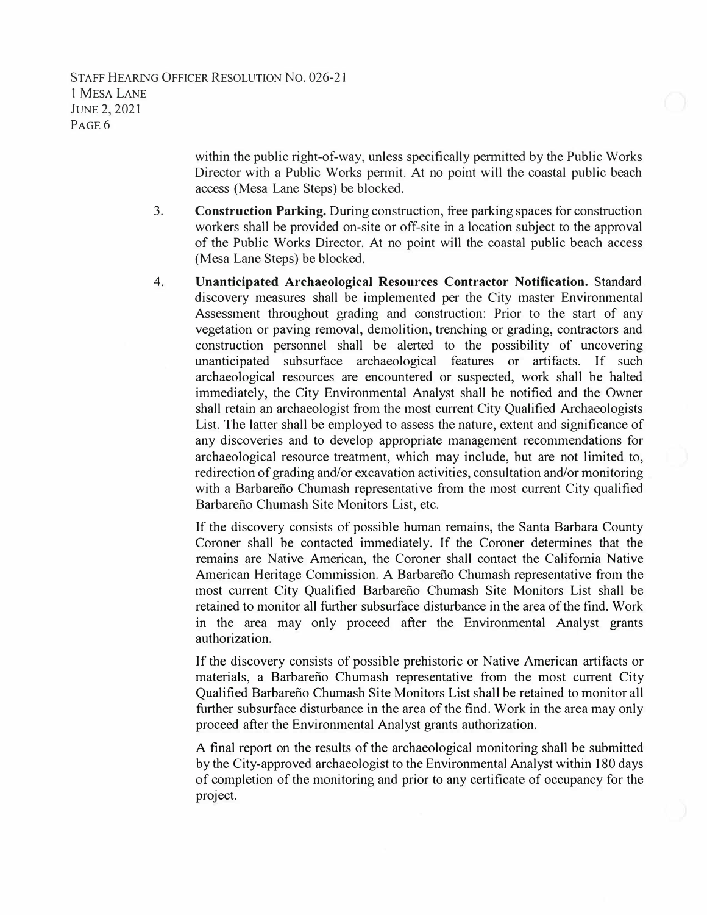within the public right-of-way, unless specifically permitted by the Public Works Director with a Public Works permit. At no point will the coastal public beach access (Mesa Lane Steps) be blocked.

3. **Construction Parking.** During construction, free parking spaces for construction workers shall be provided on-site or off-site in a location subject to the approval of the Public Works Director. At no point will the coastal public beach access (Mesa Lane Steps) be blocked.

4. **Unanticipated Archaeological Resources Contractor Notification.** Standard discovery measures shall be implemented per the City master Environmental Assessment throughout grading and construction: Prior to the start of any vegetation or paving removal, demolition, trenching or grading, contractors and construction personnel shall be alerted to the possibility of uncovering unanticipated subsurface archaeological features or artifacts. If such archaeological resources are encountered or suspected, work shall be halted immediately, the City Environmental Analyst shall be notified and the Owner shall retain an archaeologist from the most current City Qualified Archaeologists List. The latter shall be employed to assess the nature, extent and significance of any discoveries and to develop appropriate management recommendations for archaeological resource treatment, which may include, but are not limited to, redirection of grading and/or excavation activities, consultation and/or monitoring with a Barbareño Chumash representative from the most current City qualified Barbareño Chumash Site Monitors List, etc.

   If the discovery consists of possible human remains, the Santa Barbara County Coroner shall be contacted immediately. If the Coroner determines that the remains are Native American, the Coroner shall contact the California Native American Heritage Commission. A Barbareño Chumash representative from the most current City Qualified Barbareño Chumash Site Monitors List shall be retained to monitor all further subsurface disturbance in the area of the find. Work in the area may only proceed after the Environmental Analyst grants authorization.

   If the discovery consists of possible prehistoric or Native American artifacts or materials, a Barbareño Chumash representative from the most current City Qualified Barbareño Chumash Site Monitors List shall be retained to monitor all further subsurface disturbance in the area of the find. Work in the area may only proceed after the Environmental Analyst grants authorization.

   A final report on the results of the archaeological monitoring shall be submitted by the City-approved archaeologist to the Environmental Analyst within 180 days of completion of the monitoring and prior to any certificate of occupancy for the project.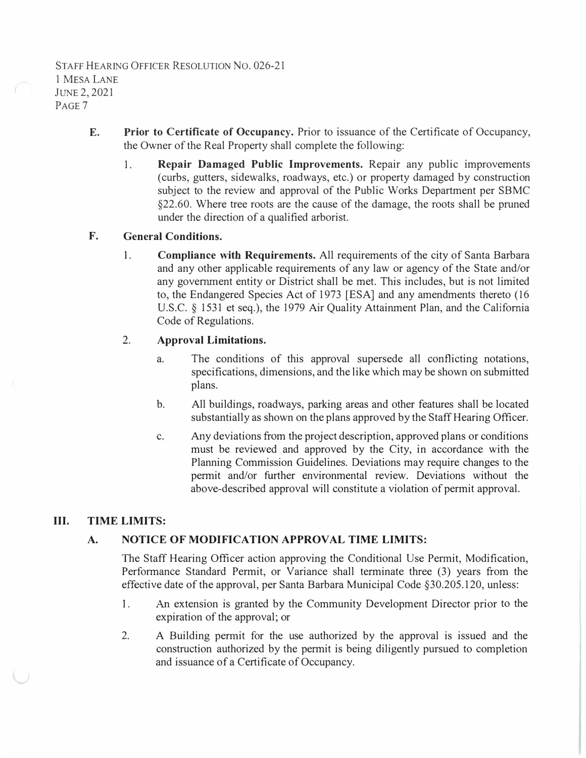**E. Prior to Certificate of Occupancy.** Prior to issuance of the Certificate of Occupancy, the Owner of the Real Property shall complete the following:

1. **Repair Damaged Public Improvements.** Repair any public improvements (curbs, gutters, sidewalks, roadways, etc.) or property damaged by construction subject to the review and approval of the Public Works Department per SBMC §22.60. Where tree roots are the cause of the damage, the roots shall be pruned under the direction of a qualified arborist.

**F. General Conditions.**

1. **Compliance with Requirements.** All requirements of the city of Santa Barbara and any other applicable requirements of any law or agency of the State and/or any government entity or District shall be met. This includes, but is not limited to, the Endangered Species Act of 1973 [ESA] and any amendments thereto (16 U.S.C. § 1531 et seq.), the 1979 Air Quality Attainment Plan, and the California Code of Regulations.

2. **Approval Limitations.**

   a. The conditions of this approval supersede all conflicting notations, specifications, dimensions, and the like which may be shown on submitted plans.

   b. All buildings, roadways, parking areas and other features shall be located substantially as shown on the plans approved by the Staff Hearing Officer.

   c. Any deviations from the project description, approved plans or conditions must be reviewed and approved by the City, in accordance with the Planning Commission Guidelines. Deviations may require changes to the permit and/or further environmental review. Deviations without the above-described approval will constitute a violation of permit approval.

## III. TIME LIMITS:

### A. NOTICE OF MODIFICATION APPROVAL TIME LIMITS:

The Staff Hearing Officer action approving the Conditional Use Permit, Modification, Performance Standard Permit, or Variance shall terminate three (3) years from the effective date of the approval, per Santa Barbara Municipal Code §30.205.120, unless:

1. An extension is granted by the Community Development Director prior to the expiration of the approval; or
2. A Building permit for the use authorized by the approval is issued and the construction authorized by the permit is being diligently pursued to completion and issuance of a Certificate of Occupancy.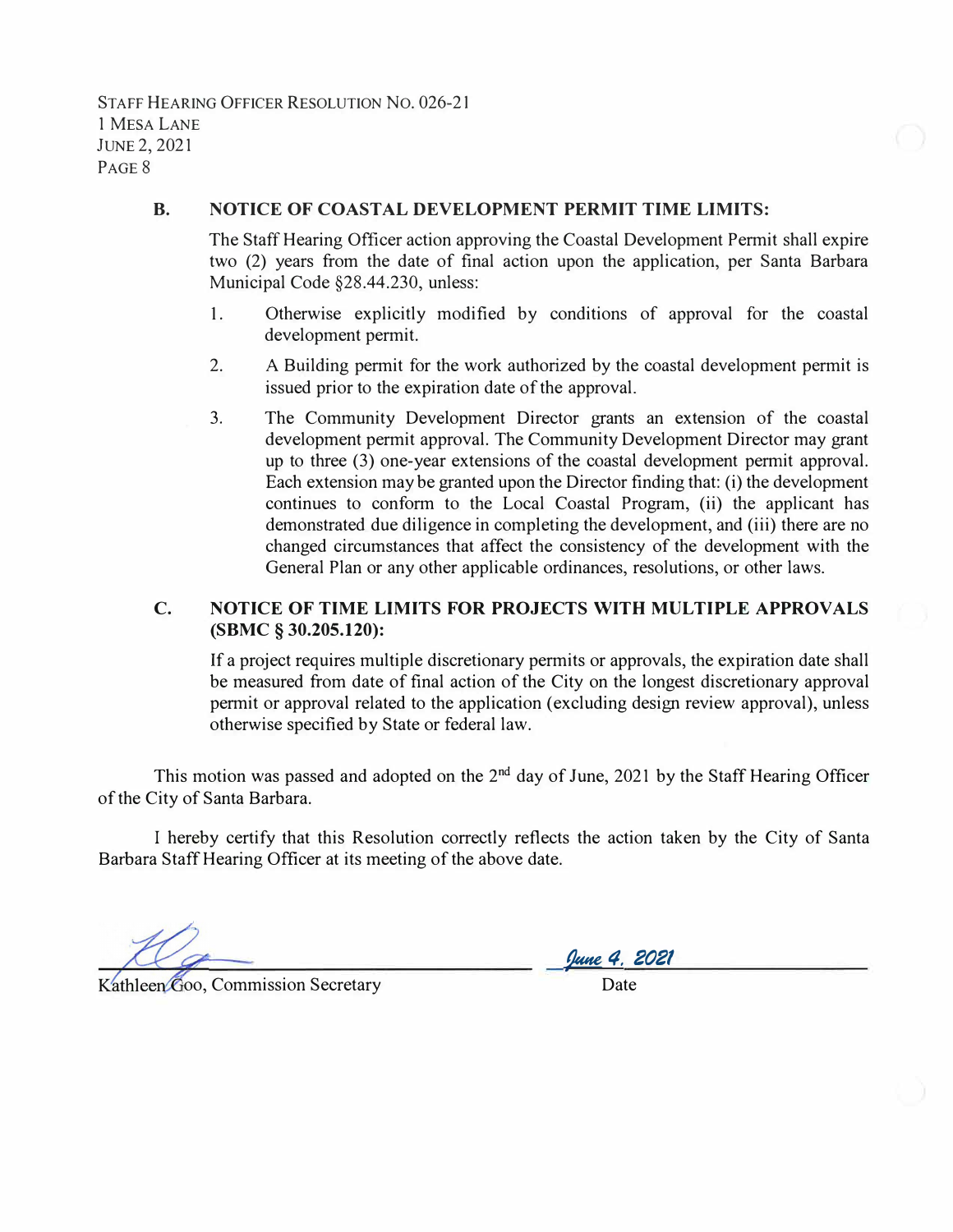### B. NOTICE OF COASTAL DEVELOPMENT PERMIT TIME LIMITS:

The Staff Hearing Officer action approving the Coastal Development Permit shall expire two (2) years from the date of final action upon the application, per Santa Barbara Municipal Code §28.44.230, unless:

1. Otherwise explicitly modified by conditions of approval for the coastal development permit.
2. A Building permit for the work authorized by the coastal development permit is issued prior to the expiration date of the approval.
3. The Community Development Director grants an extension of the coastal development permit approval. The Community Development Director may grant up to three (3) one-year extensions of the coastal development permit approval. Each extension may be granted upon the Director finding that: (i) the development continues to conform to the Local Coastal Program, (ii) the applicant has demonstrated due diligence in completing the development, and (iii) there are no changed circumstances that affect the consistency of the development with the General Plan or any other applicable ordinances, resolutions, or other laws.

### C. NOTICE OF TIME LIMITS FOR PROJECTS WITH MULTIPLE APPROVALS (SBMC § 30.205.120):

If a project requires multiple discretionary permits or approvals, the expiration date shall be measured from date of final action of the City on the longest discretionary approval permit or approval related to the application (excluding design review approval), unless otherwise specified by State or federal law.

This motion was passed and adopted on the 2nd day of June, 2021 by the Staff Hearing Officer of the City of Santa Barbara.

I hereby certify that this Resolution correctly reflects the action taken by the City of Santa Barbara Staff Hearing Officer at its meeting of the above date.

Kathleen Goo, Commission Secretary

June 4, 2021
Date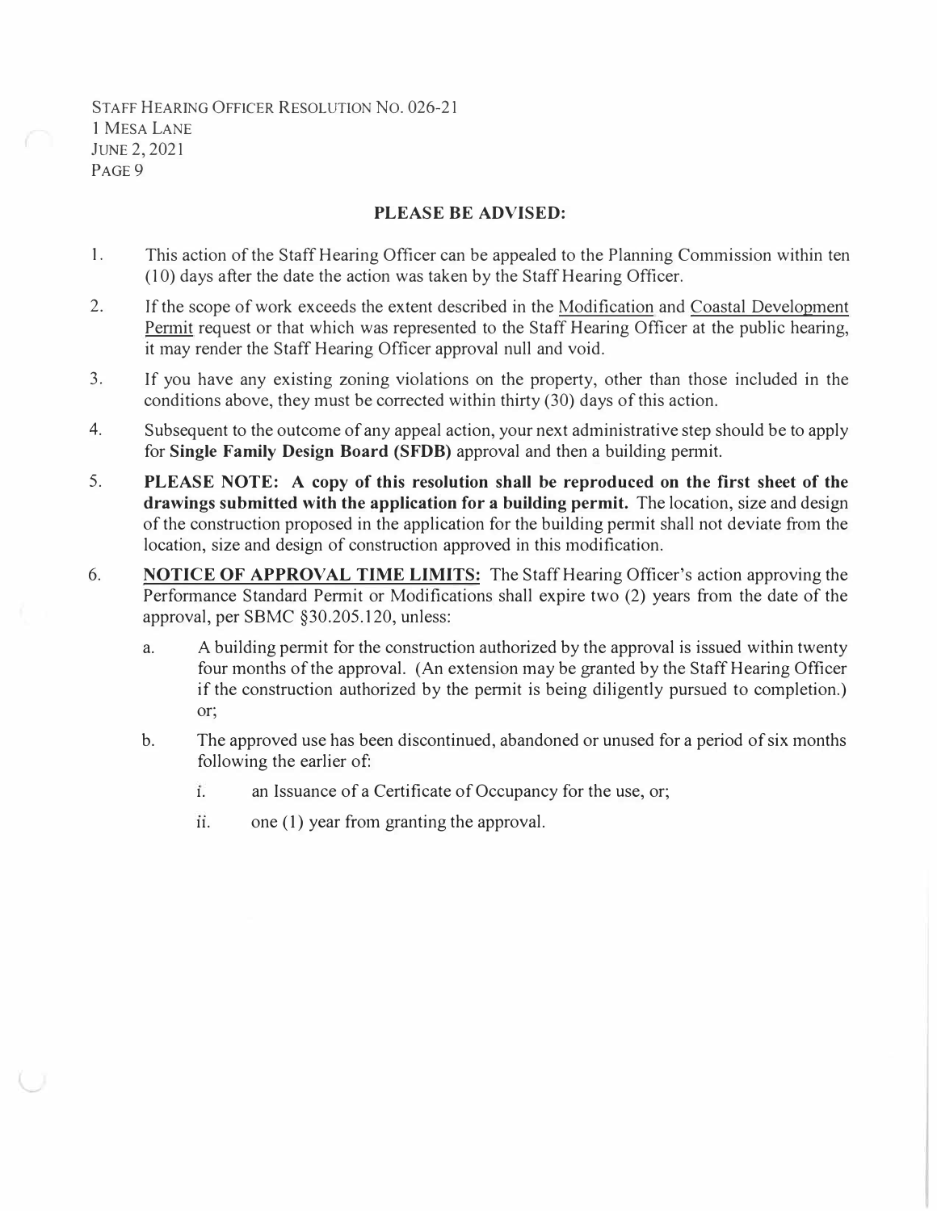## PLEASE BE ADVISED:

1. This action of the Staff Hearing Officer can be appealed to the Planning Commission within ten (10) days after the date the action was taken by the Staff Hearing Officer.

2. If the scope of work exceeds the extent described in the Modification and Coastal Development Permit request or that which was represented to the Staff Hearing Officer at the public hearing, it may render the Staff Hearing Officer approval null and void.

3. If you have any existing zoning violations on the property, other than those included in the conditions above, they must be corrected within thirty (30) days of this action.

4. Subsequent to the outcome of any appeal action, your next administrative step should be to apply for **Single Family Design Board (SFDB)** approval and then a building permit.

5. **PLEASE NOTE: A copy of this resolution shall be reproduced on the first sheet of the drawings submitted with the application for a building permit.** The location, size and design of the construction proposed in the application for the building permit shall not deviate from the location, size and design of construction approved in this modification.

6. **NOTICE OF APPROVAL TIME LIMITS:** The Staff Hearing Officer's action approving the Performance Standard Permit or Modifications shall expire two (2) years from the date of the approval, per SBMC §30.205.120, unless:

   a. A building permit for the construction authorized by the approval is issued within twenty four months of the approval. (An extension may be granted by the Staff Hearing Officer if the construction authorized by the permit is being diligently pursued to completion.) or;

   b. The approved use has been discontinued, abandoned or unused for a period of six months following the earlier of:

      i. an Issuance of a Certificate of Occupancy for the use, or;

      ii. one (1) year from granting the approval.